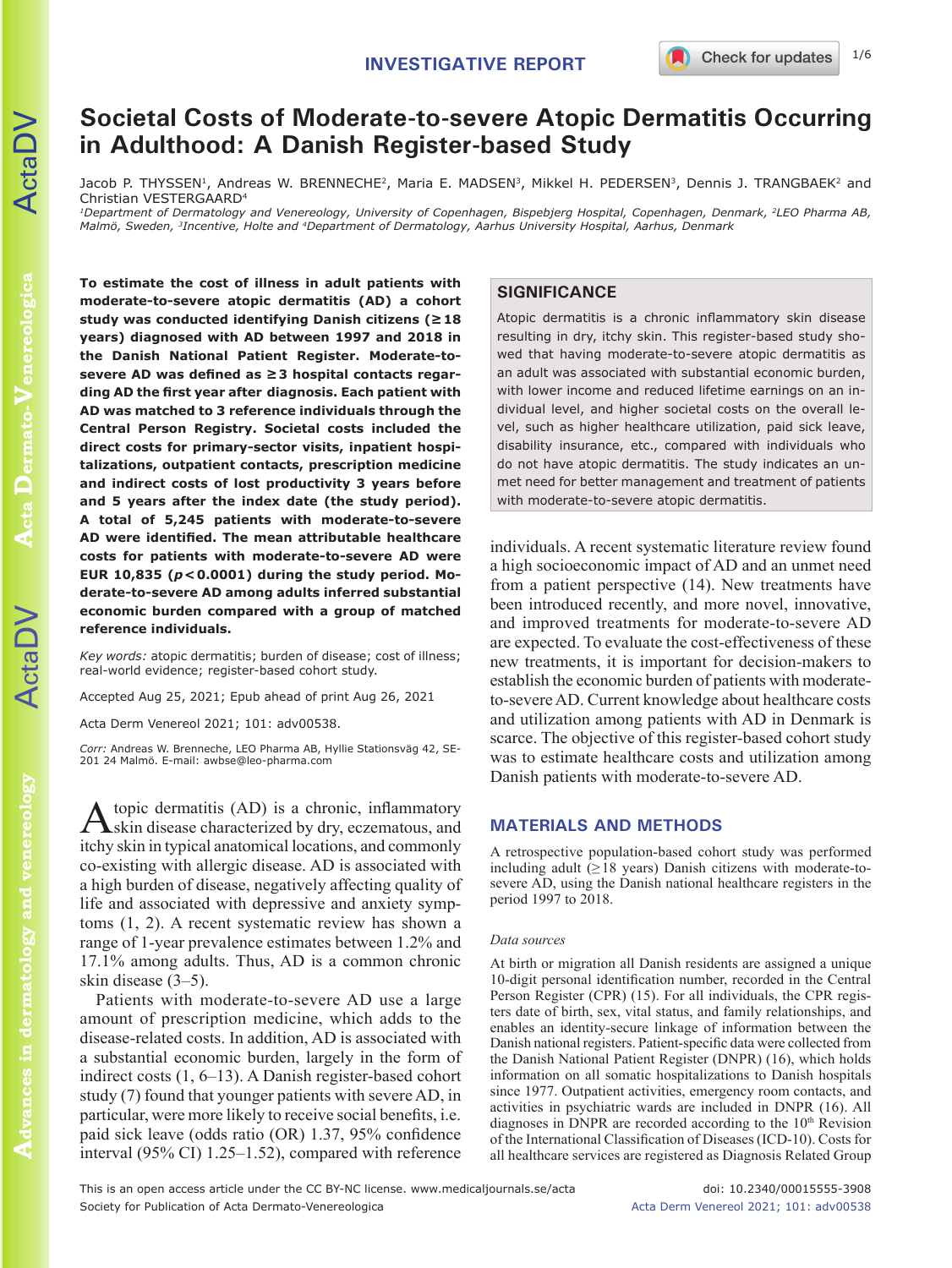INVESTIGATIVE REPORT

# Societal Costs of Moderate-to-severe Atopic Dermatitis Occurring in Adulthood: A Danish Register-based Study

Jacob P. THYSSEN[1], Andreas W. BRENNECHE[2], Maria E. MADSEN[3], Mikkel H. PEDERSEN[3], Dennis J. TRANGBAEK[2] and Christian VESTERGAARD[4]

[1]Department of Dermatology and Venereology, University of Copenhagen, Bispebjerg Hospital, Copenhagen, Denmark, [2]LEO Pharma AB, Malmö, Sweden, [3]Incentive, Holte and [4]Department of Dermatology, Aarhus University Hospital, Aarhus, Denmark

**To estimate the cost of illness in adult patients with moderate-to-severe atopic dermatitis (AD) a cohort study was conducted identifying Danish citizens (≥18 years) diagnosed with AD between 1997 and 2018 in the Danish National Patient Register. Moderate-to-severe AD was defined as ≥3 hospital contacts regarding AD the first year after diagnosis. Each patient with AD was matched to 3 reference individuals through the Central Person Registry. Societal costs included the direct costs for primary-sector visits, inpatient hospitalizations, outpatient contacts, prescription medicine and indirect costs of lost productivity 3 years before and 5 years after the index date (the study period). A total of 5,245 patients with moderate-to-severe AD were identified. The mean attributable healthcare costs for patients with moderate-to-severe AD were EUR 10,835 ($p<0.0001$) during the study period. Moderate-to-severe AD among adults inferred substantial economic burden compared with a group of matched reference individuals.**

*Key words:* atopic dermatitis; burden of disease; cost of illness; real-world evidence; register-based cohort study.

Accepted Aug 25, 2021; Epub ahead of print Aug 26, 2021

Acta Derm Venereol 2021; 101: adv00538.

Corr: Andreas W. Brenneche, LEO Pharma AB, Hyllie Stationsväg 42, SE-201 24 Malmö. E-mail: awbse@leo-pharma.com

## SIGNIFICANCE

Atopic dermatitis is a chronic inflammatory skin disease resulting in dry, itchy skin. This register-based study showed that having moderate-to-severe atopic dermatitis as an adult was associated with substantial economic burden, with lower income and reduced lifetime earnings on an individual level, and higher societal costs on the overall level, such as higher healthcare utilization, paid sick leave, disability insurance, etc., compared with individuals who do not have atopic dermatitis. The study indicates an unmet need for better management and treatment of patients with moderate-to-severe atopic dermatitis.

Atopic dermatitis (AD) is a chronic, inflammatory skin disease characterized by dry, eczematous, and itchy skin in typical anatomical locations, and commonly co-existing with allergic disease. AD is associated with a high burden of disease, negatively affecting quality of life and associated with depressive and anxiety symptoms (1, 2). A recent systematic review has shown a range of 1-year prevalence estimates between 1.2% and 17.1% among adults. Thus, AD is a common chronic skin disease (3–5).

Patients with moderate-to-severe AD use a large amount of prescription medicine, which adds to the disease-related costs. In addition, AD is associated with a substantial economic burden, largely in the form of indirect costs (1, 6–13). A Danish register-based cohort study (7) found that younger patients with severe AD, in particular, were more likely to receive social benefits, i.e. paid sick leave (odds ratio (OR) 1.37, 95% confidence interval (95% CI) 1.25–1.52), compared with reference individuals. A recent systematic literature review found a high socioeconomic impact of AD and an unmet need from a patient perspective (14). New treatments have been introduced recently, and more novel, innovative, and improved treatments for moderate-to-severe AD are expected. To evaluate the cost-effectiveness of these new treatments, it is important for decision-makers to establish the economic burden of patients with moderate-to-severe AD. Current knowledge about healthcare costs and utilization among patients with AD in Denmark is scarce. The objective of this register-based cohort study was to estimate healthcare costs and utilization among Danish patients with moderate-to-severe AD.

## MATERIALS AND METHODS

A retrospective population-based cohort study was performed including adult (≥18 years) Danish citizens with moderate-to-severe AD, using the Danish national healthcare registers in the period 1997 to 2018.

### *Data sources*

At birth or migration all Danish residents are assigned a unique 10-digit personal identification number, recorded in the Central Person Register (CPR) (15). For all individuals, the CPR registers date of birth, sex, vital status, and family relationships, and enables an identity-secure linkage of information between the Danish national registers. Patient-specific data were collected from the Danish National Patient Register (DNPR) (16), which holds information on all somatic hospitalizations to Danish hospitals since 1977. Outpatient activities, emergency room contacts, and activities in psychiatric wards are included in DNPR (16). All diagnoses in DNPR are recorded according to the 10th Revision of the International Classification of Diseases (ICD-10). Costs for all healthcare services are registered as Diagnosis Related Group

This is an open access article under the CC BY-NC license. www.medicaljournals.se/acta
Society for Publication of Acta Dermato-Venereologica

doi: 10.2340/00015555-3908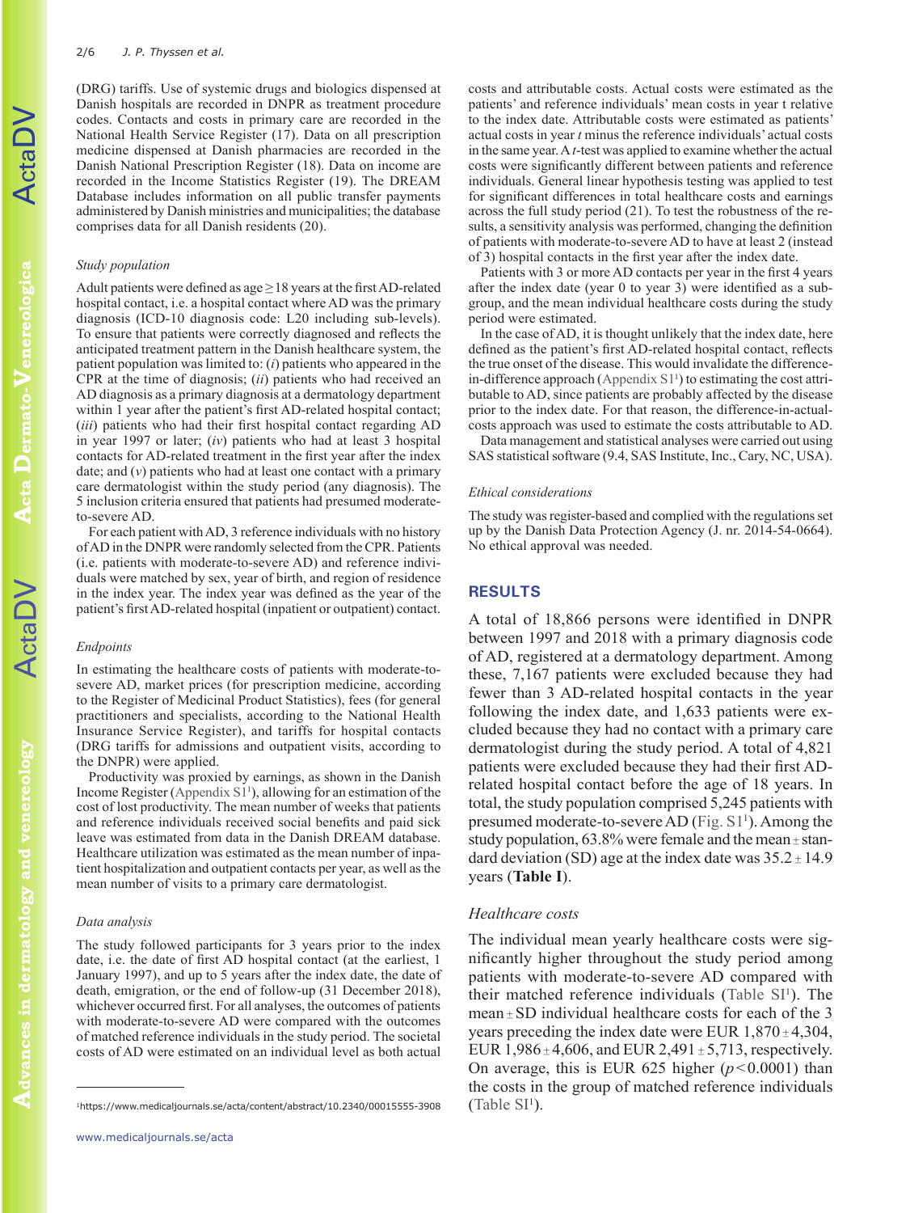(DRG) tariffs. Use of systemic drugs and biologics dispensed at Danish hospitals are recorded in DNPR as treatment procedure codes. Contacts and costs in primary care are recorded in the National Health Service Register (17). Data on all prescription medicine dispensed at Danish pharmacies are recorded in the Danish National Prescription Register (18). Data on income are recorded in the Income Statistics Register (19). The DREAM Database includes information on all public transfer payments administered by Danish ministries and municipalities; the database comprises data for all Danish residents (20).

### Study population

Adult patients were defined as age ≥ 18 years at the first AD-related hospital contact, i.e. a hospital contact where AD was the primary diagnosis (ICD-10 diagnosis code: L20 including sub-levels). To ensure that patients were correctly diagnosed and reflects the anticipated treatment pattern in the Danish healthcare system, the patient population was limited to: (*i*) patients who appeared in the CPR at the time of diagnosis; (*ii*) patients who had received an AD diagnosis as a primary diagnosis at a dermatology department within 1 year after the patient's first AD-related hospital contact; (*iii*) patients who had their first hospital contact regarding AD in year 1997 or later; (*iv*) patients who had at least 3 hospital contacts for AD-related treatment in the first year after the index date; and (*v*) patients who had at least one contact with a primary care dermatologist within the study period (any diagnosis). The 5 inclusion criteria ensured that patients had presumed moderate-to-severe AD.

For each patient with AD, 3 reference individuals with no history of AD in the DNPR were randomly selected from the CPR. Patients (i.e. patients with moderate-to-severe AD) and reference individuals were matched by sex, year of birth, and region of residence in the index year. The index year was defined as the year of the patient's first AD-related hospital (inpatient or outpatient) contact.

### Endpoints

In estimating the healthcare costs of patients with moderate-to-severe AD, market prices (for prescription medicine, according to the Register of Medicinal Product Statistics), fees (for general practitioners and specialists, according to the National Health Insurance Service Register), and tariffs for hospital contacts (DRG tariffs for admissions and outpatient visits, according to the DNPR) were applied.

Productivity was proxied by earnings, as shown in the Danish Income Register (Appendix S1[1]), allowing for an estimation of the cost of lost productivity. The mean number of weeks that patients and reference individuals received social benefits and paid sick leave was estimated from data in the Danish DREAM database. Healthcare utilization was estimated as the mean number of inpatient hospitalization and outpatient contacts per year, as well as the mean number of visits to a primary care dermatologist.

### Data analysis

The study followed participants for 3 years prior to the index date, i.e. the date of first AD hospital contact (at the earliest, 1 January 1997), and up to 5 years after the index date, the date of death, emigration, or the end of follow-up (31 December 2018), whichever occurred first. For all analyses, the outcomes of patients with moderate-to-severe AD were compared with the outcomes of matched reference individuals in the study period. The societal costs of AD were estimated on an individual level as both actual costs and attributable costs. Actual costs were estimated as the patients' and reference individuals' mean costs in year t relative to the index date. Attributable costs were estimated as patients' actual costs in year *t* minus the reference individuals' actual costs in the same year. A *t*-test was applied to examine whether the actual costs were significantly different between patients and reference individuals. General linear hypothesis testing was applied to test for significant differences in total healthcare costs and earnings across the full study period (21). To test the robustness of the results, a sensitivity analysis was performed, changing the definition of patients with moderate-to-severe AD to have at least 2 (instead of 3) hospital contacts in the first year after the index date.

Patients with 3 or more AD contacts per year in the first 4 years after the index date (year 0 to year 3) were identified as a subgroup, and the mean individual healthcare costs during the study period were estimated.

In the case of AD, it is thought unlikely that the index date, here defined as the patient's first AD-related hospital contact, reflects the true onset of the disease. This would invalidate the difference-in-difference approach (Appendix S1[1]) to estimating the cost attributable to AD, since patients are probably affected by the disease prior to the index date. For that reason, the difference-in-actual-costs approach was used to estimate the costs attributable to AD.

Data management and statistical analyses were carried out using SAS statistical software (9.4, SAS Institute, Inc., Cary, NC, USA).

### Ethical considerations

The study was register-based and complied with the regulations set up by the Danish Data Protection Agency (J. nr. 2014-54-0664). No ethical approval was needed.

## RESULTS

A total of 18,866 persons were identified in DNPR between 1997 and 2018 with a primary diagnosis code of AD, registered at a dermatology department. Among these, 7,167 patients were excluded because they had fewer than 3 AD-related hospital contacts in the year following the index date, and 1,633 patients were excluded because they had no contact with a primary care dermatologist during the study period. A total of 4,821 patients were excluded because they had their first AD-related hospital contact before the age of 18 years. In total, the study population comprised 5,245 patients with presumed moderate-to-severe AD (Fig. S1[1]). Among the study population, 63.8% were female and the mean ± standard deviation (SD) age at the index date was 35.2 ± 14.9 years (**Table I**).

### Healthcare costs

The individual mean yearly healthcare costs were significantly higher throughout the study period among patients with moderate-to-severe AD compared with their matched reference individuals (Table SI[1]). The mean ± SD individual healthcare costs for each of the 3 years preceding the index date were EUR 1,870 ± 4,304, EUR 1,986 ± 4,606, and EUR 2,491 ± 5,713, respectively. On average, this is EUR 625 higher ($p < 0.0001$) than the costs in the group of matched reference individuals (Table SI[1]).

---

[1]https://www.medicaljournals.se/acta/content/abstract/10.2340/00015555-3908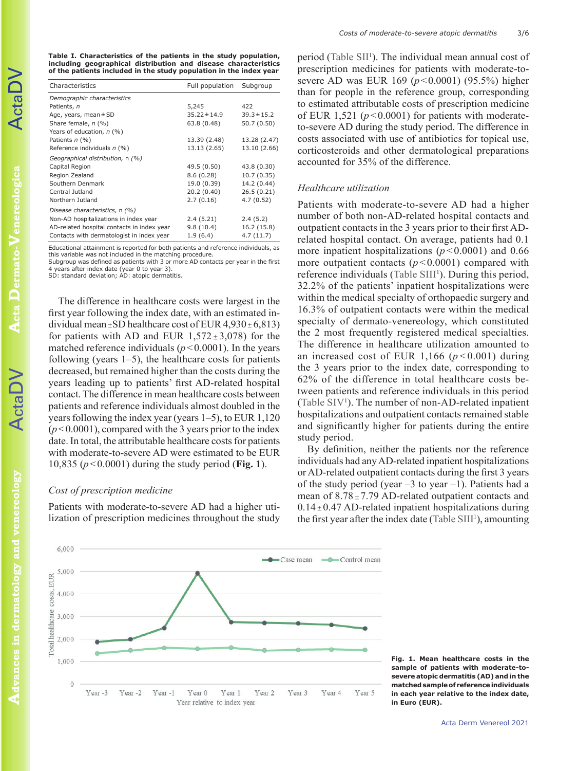**Table I. Characteristics of the patients in the study population, including geographical distribution and disease characteristics of the patients included in the study population in the index year**

| Characteristics | Full population | Subgroup |
|---|---|---|
| *Demographic characteristics* | | |
| Patients, *n* | 5,245 | 422 |
| Age, years, mean ± SD | 35.22 ± 14.9 | 39.3 ± 15.2 |
| Share female, *n* (%) | 63.8 (0.48) | 50.7 (0.50) |
| Years of education, *n* (%) | | |
| Patients *n* (%) | 13.39 (2.48) | 13.28 (2.47) |
| Reference individuals *n* (%) | 13.13 (2.65) | 13.10 (2.66) |
| *Geographical distribution, n (%)* | | |
| Capital Region | 49.5 (0.50) | 43.8 (0.30) |
| Region Zealand | 8.6 (0.28) | 10.7 (0.35) |
| Southern Denmark | 19.0 (0.39) | 14.2 (0.44) |
| Central Jutland | 20.2 (0.40) | 26.5 (0.21) |
| Northern Jutland | 2.7 (0.16) | 4.7 (0.52) |
| *Disease characteristics, n (%)* | | |
| Non-AD hospitalizations in index year | 2.4 (5.21) | 2.4 (5.2) |
| AD-related hospital contacts in index year | 9.8 (10.4) | 16.2 (15.8) |
| Contacts with dermatologist in index year | 1.9 (6.4) | 4.7 (11.7) |

Educational attainment is reported for both patients and reference individuals, as this variable was not included in the matching procedure.
Subgroup was defined as patients with 3 or more AD contacts per year in the first 4 years after index date (year 0 to year 3).
SD: standard deviation; AD: atopic dermatitis.

The difference in healthcare costs were largest in the first year following the index date, with an estimated individual mean ± SD healthcare cost of EUR 4,930 ± 6,813) for patients with AD and EUR 1,572 ± 3,078) for the matched reference individuals ($p<0.0001$). In the years following (years 1–5), the healthcare costs for patients decreased, but remained higher than the costs during the years leading up to patients' first AD-related hospital contact. The difference in mean healthcare costs between patients and reference individuals almost doubled in the years following the index year (years 1–5), to EUR 1,120 ($p<0.0001$), compared with the 3 years prior to the index date. In total, the attributable healthcare costs for patients with moderate-to-severe AD were estimated to be EUR 10,835 ($p<0.0001$) during the study period (**Fig. 1**).

### *Cost of prescription medicine*

Patients with moderate-to-severe AD had a higher utilization of prescription medicines throughout the study period (Table SII[1]). The individual mean annual cost of prescription medicines for patients with moderate-to-severe AD was EUR 169 ($p<0.0001$) (95.5%) higher than for people in the reference group, corresponding to estimated attributable costs of prescription medicine of EUR 1,521 ($p<0.0001$) for patients with moderate-to-severe AD during the study period. The difference in costs associated with use of antibiotics for topical use, corticosteroids and other dermatological preparations accounted for 35% of the difference.

### *Healthcare utilization*

Patients with moderate-to-severe AD had a higher number of both non-AD-related hospital contacts and outpatient contacts in the 3 years prior to their first AD-related hospital contact. On average, patients had 0.1 more inpatient hospitalizations ($p<0.0001$) and 0.66 more outpatient contacts ($p<0.0001$) compared with reference individuals (Table SIII[1]). During this period, 32.2% of the patients' inpatient hospitalizations were within the medical specialty of orthopaedic surgery and 16.3% of outpatient contacts were within the medical specialty of dermato-venereology, which constituted the 2 most frequently registered medical specialties. The difference in healthcare utilization amounted to an increased cost of EUR 1,166 ($p<0.001$) during the 3 years prior to the index date, corresponding to 62% of the difference in total healthcare costs between patients and reference individuals in this period (Table SIV[1]). The number of non-AD-related inpatient hospitalizations and outpatient contacts remained stable and significantly higher for patients during the entire study period.

By definition, neither the patients nor the reference individuals had any AD-related inpatient hospitalizations or AD-related outpatient contacts during the first 3 years of the study period (year –3 to year –1). Patients had a mean of 8.78 ± 7.79 AD-related outpatient contacts and 0.14 ± 0.47 AD-related inpatient hospitalizations during the first year after the index date (Table SIII[1]), amounting

**Fig. 1. Mean healthcare costs in the sample of patients with moderate-to-severe atopic dermatitis (AD) and in the matched sample of reference individuals in each year relative to the index date, in Euro (EUR).**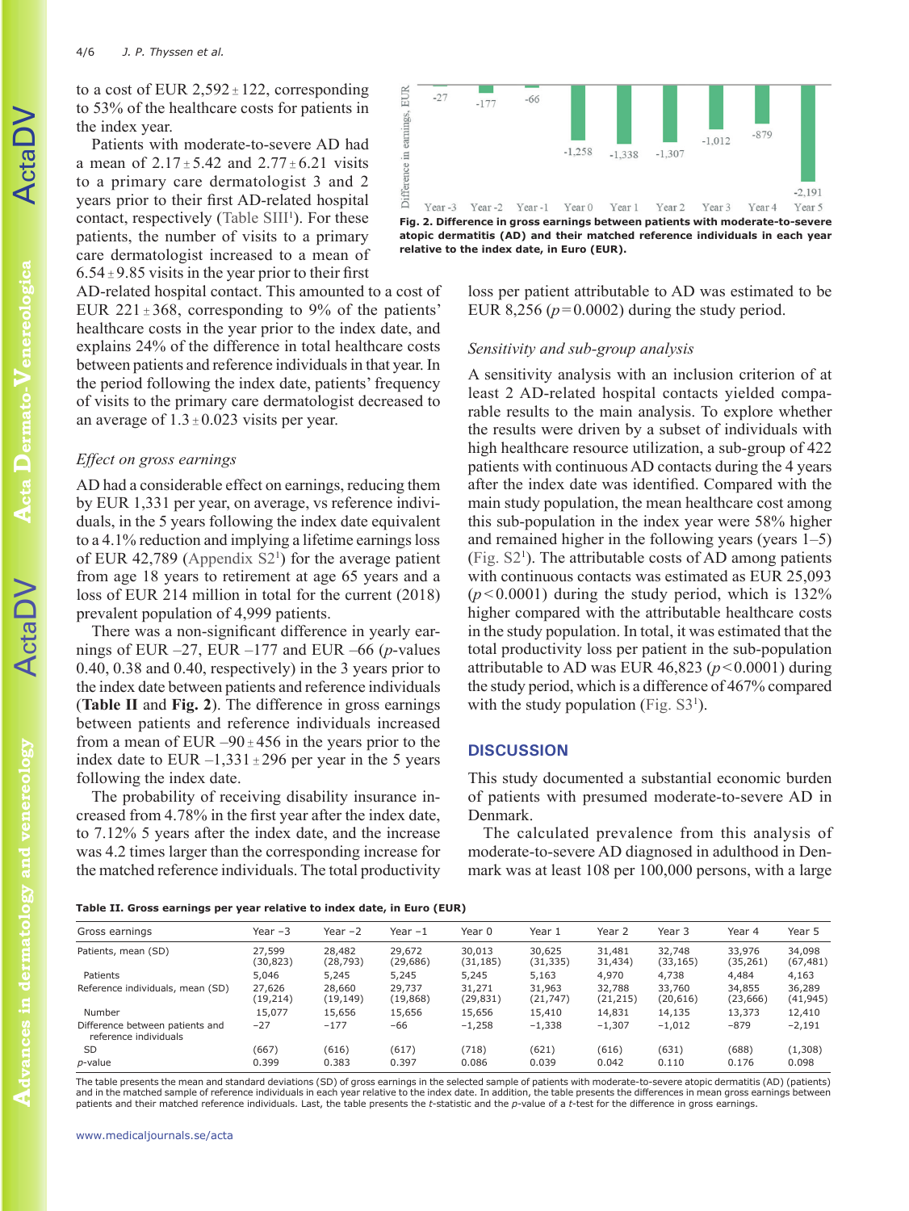to a cost of EUR 2,592 ± 122, corresponding to 53% of the healthcare costs for patients in the index year.

Patients with moderate-to-severe AD had a mean of 2.17 ± 5.42 and 2.77 ± 6.21 visits to a primary care dermatologist 3 and 2 years prior to their first AD-related hospital contact, respectively (Table SIII[1]). For these patients, the number of visits to a primary care dermatologist increased to a mean of 6.54 ± 9.85 visits in the year prior to their first AD-related hospital contact. This amounted to a cost of EUR 221 ± 368, corresponding to 9% of the patients' healthcare costs in the year prior to the index date, and explains 24% of the difference in total healthcare costs between patients and reference individuals in that year. In the period following the index date, patients' frequency of visits to the primary care dermatologist decreased to an average of 1.3 ± 0.023 visits per year.

### *Effect on gross earnings*

AD had a considerable effect on earnings, reducing them by EUR 1,331 per year, on average, vs reference individuals, in the 5 years following the index date equivalent to a 4.1% reduction and implying a lifetime earnings loss of EUR 42,789 (Appendix S2[1]) for the average patient from age 18 years to retirement at age 65 years and a loss of EUR 214 million in total for the current (2018) prevalent population of 4,999 patients.

There was a non-significant difference in yearly earnings of EUR –27, EUR –177 and EUR –66 ($p$-values 0.40, 0.38 and 0.40, respectively) in the 3 years prior to the index date between patients and reference individuals (**Table II** and **Fig. 2**). The difference in gross earnings between patients and reference individuals increased from a mean of EUR –90 ± 456 in the years prior to the index date to EUR –1,331 ± 296 per year in the 5 years following the index date.

The probability of receiving disability insurance increased from 4.78% in the first year after the index date, to 7.12% 5 years after the index date, and the increase was 4.2 times larger than the corresponding increase for the matched reference individuals. The total productivity loss per patient attributable to AD was estimated to be EUR 8,256 ($p$ = 0.0002) during the study period.

**Fig. 2. Difference in gross earnings between patients with moderate-to-severe atopic dermatitis (AD) and their matched reference individuals in each year relative to the index date, in Euro (EUR).**

### *Sensitivity and sub-group analysis*

A sensitivity analysis with an inclusion criterion of at least 2 AD-related hospital contacts yielded comparable results to the main analysis. To explore whether the results were driven by a subset of individuals with high healthcare resource utilization, a sub-group of 422 patients with continuous AD contacts during the 4 years after the index date was identified. Compared with the main study population, the mean healthcare cost among this sub-population in the index year were 58% higher and remained higher in the following years (years 1–5) (Fig. S2[1]). The attributable costs of AD among patients with continuous contacts was estimated as EUR 25,093 ($p$ < 0.0001) during the study period, which is 132% higher compared with the attributable healthcare costs in the study population. In total, it was estimated that the total productivity loss per patient in the sub-population attributable to AD was EUR 46,823 ($p$ < 0.0001) during the study period, which is a difference of 467% compared with the study population (Fig. S3[1]).

## DISCUSSION

This study documented a substantial economic burden of patients with presumed moderate-to-severe AD in Denmark.

The calculated prevalence from this analysis of moderate-to-severe AD diagnosed in adulthood in Denmark was at least 108 per 100,000 persons, with a large

**Table II. Gross earnings per year relative to index date, in Euro (EUR)**

| Gross earnings | Year –3 | Year –2 | Year –1 | Year 0 | Year 1 | Year 2 | Year 3 | Year 4 | Year 5 |
|---|---|---|---|---|---|---|---|---|---|
| Patients, mean (SD) | 27,599 (30,823) | 28,482 (28,793) | 29,672 (29,686) | 30,013 (31,185) | 30,625 (31,335) | 31,481 31,434) | 32,748 (33,165) | 33,976 (35,261) | 34,098 (67,481) |
| Patients | 5,046 | 5,245 | 5,245 | 5,245 | 5,163 | 4,970 | 4,738 | 4,484 | 4,163 |
| Reference individuals, mean (SD) | 27,626 (19,214) | 28,660 (19,149) | 29,737 (19,868) | 31,271 (29,831) | 31,963 (21,747) | 32,788 (21,215) | 33,760 (20,616) | 34,855 (23,666) | 36,289 (41,945) |
| Number | 15,077 | 15,656 | 15,656 | 15,656 | 15,410 | 14,831 | 14,135 | 13,373 | 12,410 |
| Difference between patients and reference individuals | –27 | –177 | –66 | –1,258 | –1,338 | –1,307 | –1,012 | –879 | –2,191 |
| SD | (667) | (616) | (617) | (718) | (621) | (616) | (631) | (688) | (1,308) |
| $p$-value | 0.399 | 0.383 | 0.397 | 0.086 | 0.039 | 0.042 | 0.110 | 0.176 | 0.098 |

The table presents the mean and standard deviations (SD) of gross earnings in the selected sample of patients with moderate-to-severe atopic dermatitis (AD) (patients) and in the matched sample of reference individuals in each year relative to the index date. In addition, the table presents the differences in mean gross earnings between patients and their matched reference individuals. Last, the table presents the $t$-statistic and the $p$-value of a $t$-test for the difference in gross earnings.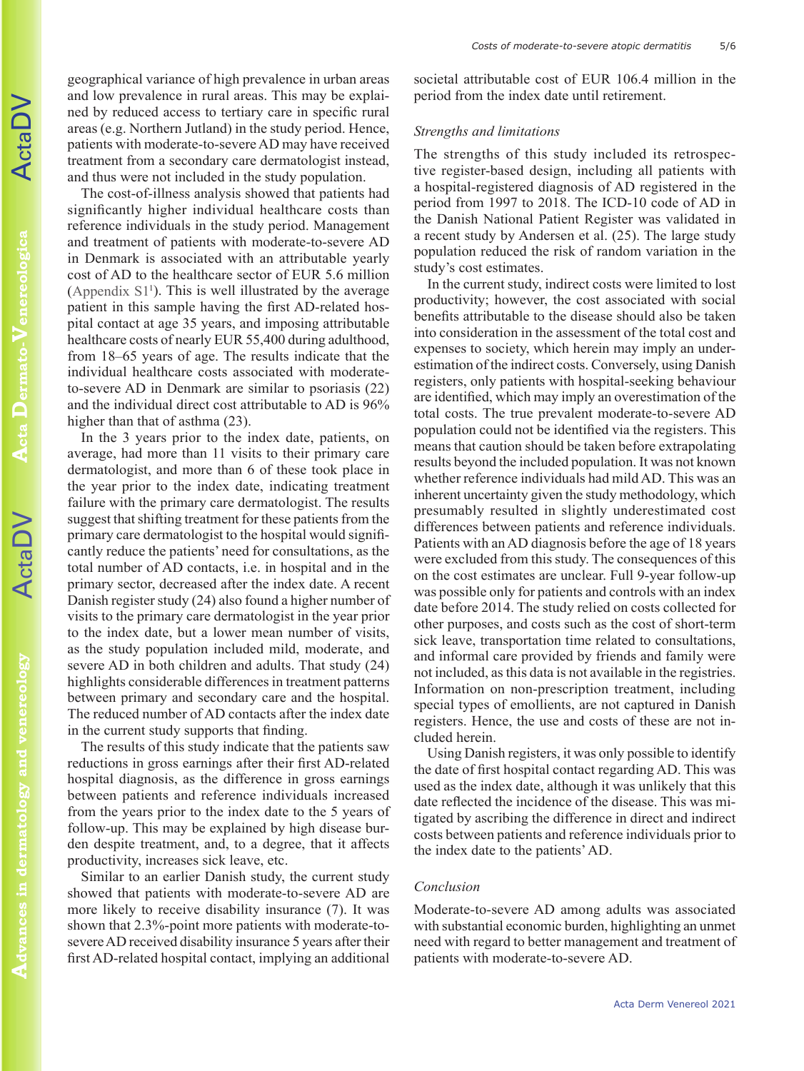geographical variance of high prevalence in urban areas and low prevalence in rural areas. This may be explained by reduced access to tertiary care in specific rural areas (e.g. Northern Jutland) in the study period. Hence, patients with moderate-to-severe AD may have received treatment from a secondary care dermatologist instead, and thus were not included in the study population.

The cost-of-illness analysis showed that patients had significantly higher individual healthcare costs than reference individuals in the study period. Management and treatment of patients with moderate-to-severe AD in Denmark is associated with an attributable yearly cost of AD to the healthcare sector of EUR 5.6 million (Appendix S1[1]). This is well illustrated by the average patient in this sample having the first AD-related hospital contact at age 35 years, and imposing attributable healthcare costs of nearly EUR 55,400 during adulthood, from 18–65 years of age. The results indicate that the individual healthcare costs associated with moderate-to-severe AD in Denmark are similar to psoriasis (22) and the individual direct cost attributable to AD is 96% higher than that of asthma (23).

In the 3 years prior to the index date, patients, on average, had more than 11 visits to their primary care dermatologist, and more than 6 of these took place in the year prior to the index date, indicating treatment failure with the primary care dermatologist. The results suggest that shifting treatment for these patients from the primary care dermatologist to the hospital would significantly reduce the patients' need for consultations, as the total number of AD contacts, i.e. in hospital and in the primary sector, decreased after the index date. A recent Danish register study (24) also found a higher number of visits to the primary care dermatologist in the year prior to the index date, but a lower mean number of visits, as the study population included mild, moderate, and severe AD in both children and adults. That study (24) highlights considerable differences in treatment patterns between primary and secondary care and the hospital. The reduced number of AD contacts after the index date in the current study supports that finding.

The results of this study indicate that the patients saw reductions in gross earnings after their first AD-related hospital diagnosis, as the difference in gross earnings between patients and reference individuals increased from the years prior to the index date to the 5 years of follow-up. This may be explained by high disease burden despite treatment, and, to a degree, that it affects productivity, increases sick leave, etc.

Similar to an earlier Danish study, the current study showed that patients with moderate-to-severe AD are more likely to receive disability insurance (7). It was shown that 2.3%-point more patients with moderate-to-severe AD received disability insurance 5 years after their first AD-related hospital contact, implying an additional societal attributable cost of EUR 106.4 million in the period from the index date until retirement.

### *Strengths and limitations*

The strengths of this study included its retrospective register-based design, including all patients with a hospital-registered diagnosis of AD registered in the period from 1997 to 2018. The ICD-10 code of AD in the Danish National Patient Register was validated in a recent study by Andersen et al. (25). The large study population reduced the risk of random variation in the study's cost estimates.

In the current study, indirect costs were limited to lost productivity; however, the cost associated with social benefits attributable to the disease should also be taken into consideration in the assessment of the total cost and expenses to society, which herein may imply an underestimation of the indirect costs. Conversely, using Danish registers, only patients with hospital-seeking behaviour are identified, which may imply an overestimation of the total costs. The true prevalent moderate-to-severe AD population could not be identified via the registers. This means that caution should be taken before extrapolating results beyond the included population. It was not known whether reference individuals had mild AD. This was an inherent uncertainty given the study methodology, which presumably resulted in slightly underestimated cost differences between patients and reference individuals. Patients with an AD diagnosis before the age of 18 years were excluded from this study. The consequences of this on the cost estimates are unclear. Full 9-year follow-up was possible only for patients and controls with an index date before 2014. The study relied on costs collected for other purposes, and costs such as the cost of short-term sick leave, transportation time related to consultations, and informal care provided by friends and family were not included, as this data is not available in the registries. Information on non-prescription treatment, including special types of emollients, are not captured in Danish registers. Hence, the use and costs of these are not included herein.

Using Danish registers, it was only possible to identify the date of first hospital contact regarding AD. This was used as the index date, although it was unlikely that this date reflected the incidence of the disease. This was mitigated by ascribing the difference in direct and indirect costs between patients and reference individuals prior to the index date to the patients' AD.

### *Conclusion*

Moderate-to-severe AD among adults was associated with substantial economic burden, highlighting an unmet need with regard to better management and treatment of patients with moderate-to-severe AD.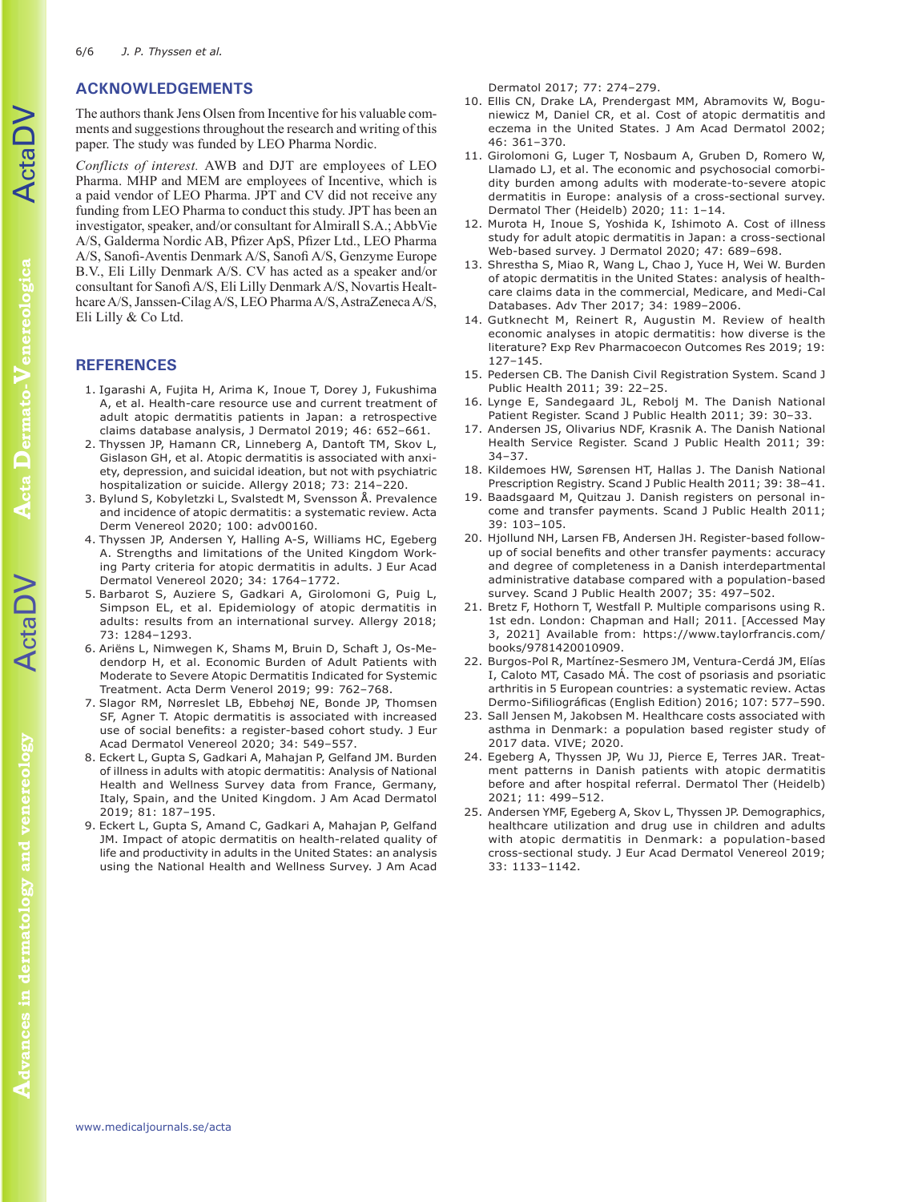## ACKNOWLEDGEMENTS

The authors thank Jens Olsen from Incentive for his valuable comments and suggestions throughout the research and writing of this paper. The study was funded by LEO Pharma Nordic.

*Conflicts of interest.* AWB and DJT are employees of LEO Pharma. MHP and MEM are employees of Incentive, which is a paid vendor of LEO Pharma. JPT and CV did not receive any funding from LEO Pharma to conduct this study. JPT has been an investigator, speaker, and/or consultant for Almirall S.A.; AbbVie A/S, Galderma Nordic AB, Pfizer ApS, Pfizer Ltd., LEO Pharma A/S, Sanofi-Aventis Denmark A/S, Sanofi A/S, Genzyme Europe B.V., Eli Lilly Denmark A/S. CV has acted as a speaker and/or consultant for Sanofi A/S, Eli Lilly Denmark A/S, Novartis Healthcare A/S, Janssen-Cilag A/S, LEO Pharma A/S, AstraZeneca A/S, Eli Lilly & Co Ltd.

## REFERENCES

1. Igarashi A, Fujita H, Arima K, Inoue T, Dorey J, Fukushima A, et al. Health-care resource use and current treatment of adult atopic dermatitis patients in Japan: a retrospective claims database analysis, J Dermatol 2019; 46: 652–661.
2. Thyssen JP, Hamann CR, Linneberg A, Dantoft TM, Skov L, Gislason GH, et al. Atopic dermatitis is associated with anxiety, depression, and suicidal ideation, but not with psychiatric hospitalization or suicide. Allergy 2018; 73: 214–220.
3. Bylund S, Kobyletzki L, Svalstedt M, Svensson Å. Prevalence and incidence of atopic dermatitis: a systematic review. Acta Derm Venereol 2020; 100: adv00160.
4. Thyssen JP, Andersen Y, Halling A-S, Williams HC, Egeberg A. Strengths and limitations of the United Kingdom Working Party criteria for atopic dermatitis in adults. J Eur Acad Dermatol Venereol 2020; 34: 1764–1772.
5. Barbarot S, Auziere S, Gadkari A, Girolomoni G, Puig L, Simpson EL, et al. Epidemiology of atopic dermatitis in adults: results from an international survey. Allergy 2018; 73: 1284–1293.
6. Ariëns L, Nimwegen K, Shams M, Bruin D, Schaft J, Os-Medendorp H, et al. Economic Burden of Adult Patients with Moderate to Severe Atopic Dermatitis Indicated for Systemic Treatment. Acta Derm Venerol 2019; 99: 762–768.
7. Slagor RM, Nørreslet LB, Ebbehøj NE, Bonde JP, Thomsen SF, Agner T. Atopic dermatitis is associated with increased use of social benefits: a register-based cohort study. J Eur Acad Dermatol Venereol 2020; 34: 549–557.
8. Eckert L, Gupta S, Gadkari A, Mahajan P, Gelfand JM. Burden of illness in adults with atopic dermatitis: Analysis of National Health and Wellness Survey data from France, Germany, Italy, Spain, and the United Kingdom. J Am Acad Dermatol 2019; 81: 187–195.
9. Eckert L, Gupta S, Amand C, Gadkari A, Mahajan P, Gelfand JM. Impact of atopic dermatitis on health-related quality of life and productivity in adults in the United States: an analysis using the National Health and Wellness Survey. J Am Acad Dermatol 2017; 77: 274–279.
10. Ellis CN, Drake LA, Prendergast MM, Abramovits W, Boguniewicz M, Daniel CR, et al. Cost of atopic dermatitis and eczema in the United States. J Am Acad Dermatol 2002; 46: 361–370.
11. Girolomoni G, Luger T, Nosbaum A, Gruben D, Romero W, Llamado LJ, et al. The economic and psychosocial comorbidity burden among adults with moderate-to-severe atopic dermatitis in Europe: analysis of a cross-sectional survey. Dermatol Ther (Heidelb) 2020; 11: 1–14.
12. Murota H, Inoue S, Yoshida K, Ishimoto A. Cost of illness study for adult atopic dermatitis in Japan: a cross-sectional Web-based survey. J Dermatol 2020; 47: 689–698.
13. Shrestha S, Miao R, Wang L, Chao J, Yuce H, Wei W. Burden of atopic dermatitis in the United States: analysis of healthcare claims data in the commercial, Medicare, and Medi-Cal Databases. Adv Ther 2017; 34: 1989–2006.
14. Gutknecht M, Reinert R, Augustin M. Review of health economic analyses in atopic dermatitis: how diverse is the literature? Exp Rev Pharmacoecon Outcomes Res 2019; 19: 127–145.
15. Pedersen CB. The Danish Civil Registration System. Scand J Public Health 2011; 39: 22–25.
16. Lynge E, Sandegaard JL, Rebolj M. The Danish National Patient Register. Scand J Public Health 2011; 39: 30–33.
17. Andersen JS, Olivarius NDF, Krasnik A. The Danish National Health Service Register. Scand J Public Health 2011; 39: 34–37.
18. Kildemoes HW, Sørensen HT, Hallas J. The Danish National Prescription Registry. Scand J Public Health 2011; 39: 38–41.
19. Baadsgaard M, Quitzau J. Danish registers on personal income and transfer payments. Scand J Public Health 2011; 39: 103–105.
20. Hjollund NH, Larsen FB, Andersen JH. Register-based follow-up of social benefits and other transfer payments: accuracy and degree of completeness in a Danish interdepartmental administrative database compared with a population-based survey. Scand J Public Health 2007; 35: 497–502.
21. Bretz F, Hothorn T, Westfall P. Multiple comparisons using R. 1st edn. London: Chapman and Hall; 2011. [Accessed May 3, 2021] Available from: https://www.taylorfrancis.com/books/9781420010909.
22. Burgos-Pol R, Martínez-Sesmero JM, Ventura-Cerdá JM, Elías I, Caloto MT, Casado MÁ. The cost of psoriasis and psoriatic arthritis in 5 European countries: a systematic review. Actas Dermo-Sifiliográficas (English Edition) 2016; 107: 577–590.
23. Sall Jensen M, Jakobsen M. Healthcare costs associated with asthma in Denmark: a population based register study of 2017 data. VIVE; 2020.
24. Egeberg A, Thyssen JP, Wu JJ, Pierce E, Terres JAR. Treatment patterns in Danish patients with atopic dermatitis before and after hospital referral. Dermatol Ther (Heidelb) 2021; 11: 499–512.
25. Andersen YMF, Egeberg A, Skov L, Thyssen JP. Demographics, healthcare utilization and drug use in children and adults with atopic dermatitis in Denmark: a population-based cross-sectional study. J Eur Acad Dermatol Venereol 2019; 33: 1133–1142.